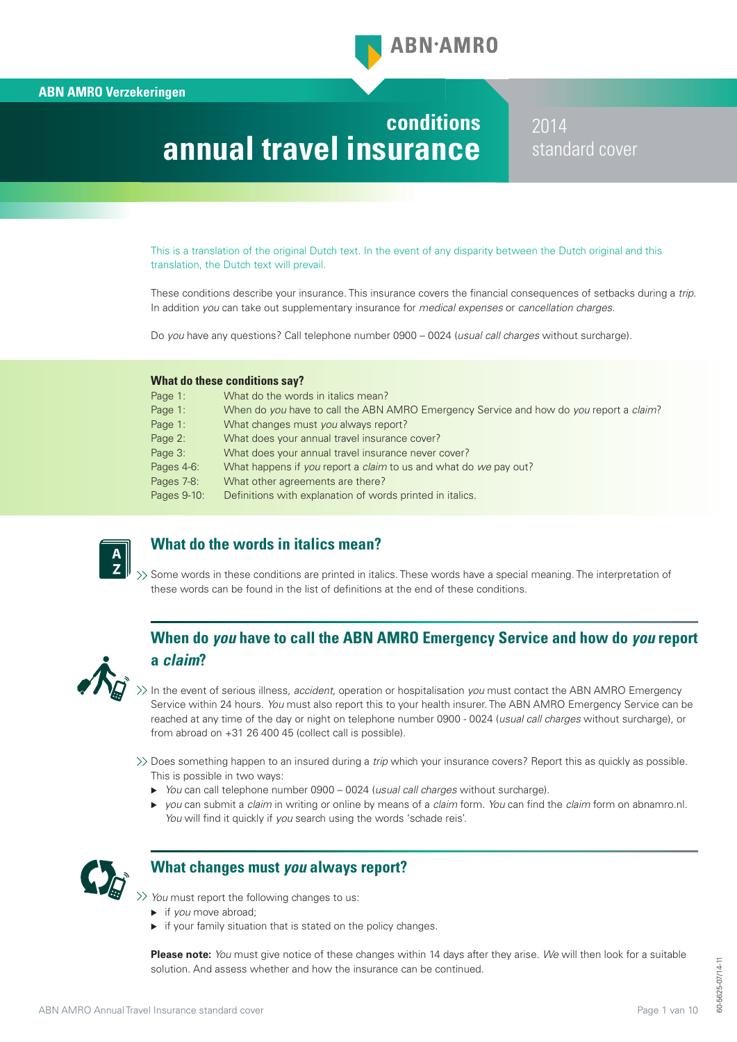ABN·AMRO

ABN AMRO Verzekeringen

# conditions annual travel insurance

2014 standard cover

This is a translation of the original Dutch text. In the event of any disparity between the Dutch original and this translation, the Dutch text will prevail.

These conditions describe your insurance. This insurance covers the financial consequences of setbacks during a *trip*. In addition *you* can take out supplementary insurance for *medical expenses* or *cancellation charges*.

Do *you* have any questions? Call telephone number 0900 – 0024 (*usual call charges* without surcharge).

**What do these conditions say?**

| | |
|---|---|
| Page 1: | What do the words in italics mean? |
| Page 1: | When do *you* have to call the ABN AMRO Emergency Service and how do *you* report a *claim*? |
| Page 1: | What changes must *you* always report? |
| Page 2: | What does your annual travel insurance cover? |
| Page 3: | What does your annual travel insurance never cover? |
| Pages 4-6: | What happens if *you* report a *claim* to us and what do *we* pay out? |
| Pages 7-8: | What other agreements are there? |
| Pages 9-10: | Definitions with explanation of words printed in italics. |

## What do the words in italics mean?

Some words in these conditions are printed in italics. These words have a special meaning. The interpretation of these words can be found in the list of definitions at the end of these conditions.

## When do *you* have to call the ABN AMRO Emergency Service and how do *you* report a *claim*?

In the event of serious illness, *accident*, operation or hospitalisation *you* must contact the ABN AMRO Emergency Service within 24 hours. *You* must also report this to your health insurer. The ABN AMRO Emergency Service can be reached at any time of the day or night on telephone number 0900 - 0024 (*usual call charges* without surcharge), or from abroad on +31 26 400 45 (collect call is possible).

Does something happen to an insured during a *trip* which your insurance covers? Report this as quickly as possible. This is possible in two ways:

- *You* can call telephone number 0900 – 0024 (*usual call charges* without surcharge).
- *you* can submit a *claim* in writing or online by means of a *claim* form. *You* can find the *claim* form on abnamro.nl. *You* will find it quickly if *you* search using the words 'schade reis'.

## What changes must *you* always report?

*You* must report the following changes to us:

- if *you* move abroad;
- if your family situation that is stated on the policy changes.

**Please note:** *You* must give notice of these changes within 14 days after they arise. *We* will then look for a suitable solution. And assess whether and how the insurance can be continued.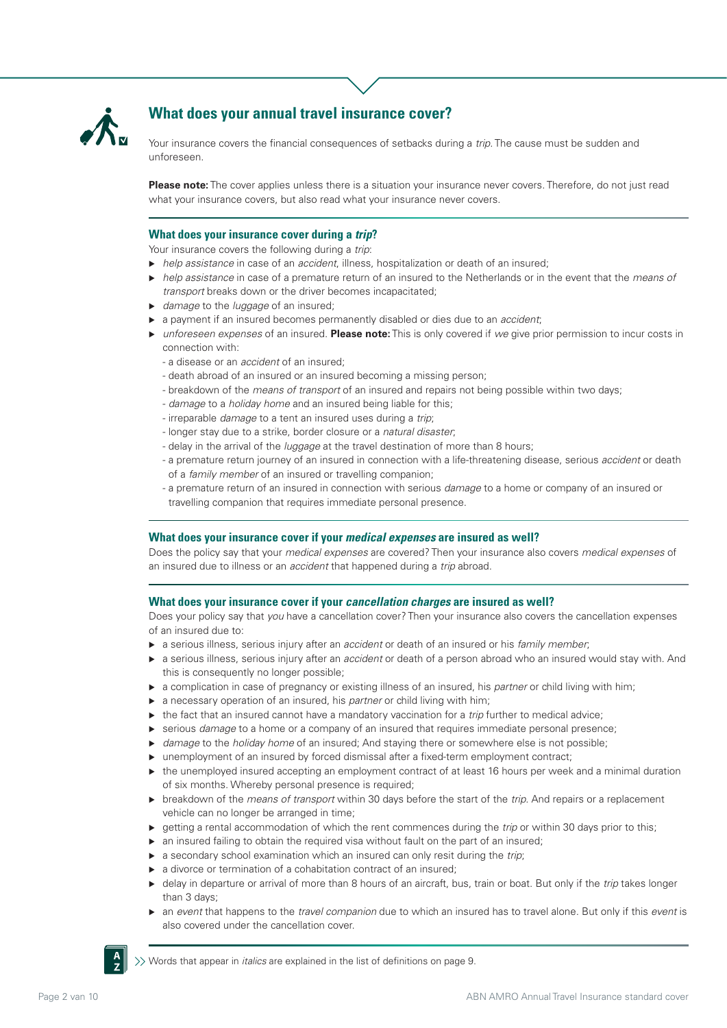## What does your annual travel insurance cover?

Your insurance covers the financial consequences of setbacks during a *trip*. The cause must be sudden and unforeseen.

**Please note:** The cover applies unless there is a situation your insurance never covers. Therefore, do not just read what your insurance covers, but also read what your insurance never covers.

### What does your insurance cover during a *trip*?

Your insurance covers the following during a *trip*:

- *help assistance* in case of an *accident*, illness, hospitalization or death of an insured;
- *help assistance* in case of a premature return of an insured to the Netherlands or in the event that the *means of transport* breaks down or the driver becomes incapacitated;
- *damage* to the *luggage* of an insured;
- a payment if an insured becomes permanently disabled or dies due to an *accident*;
- *unforeseen expenses* of an insured. **Please note:** This is only covered if *we* give prior permission to incur costs in connection with:
  - a disease or an *accident* of an insured;
  - death abroad of an insured or an insured becoming a missing person;
  - breakdown of the *means of transport* of an insured and repairs not being possible within two days;
  - *damage* to a *holiday home* and an insured being liable for this;
  - irreparable *damage* to a tent an insured uses during a *trip*;
  - longer stay due to a strike, border closure or a *natural disaster*;
  - delay in the arrival of the *luggage* at the travel destination of more than 8 hours;
  - a premature return journey of an insured in connection with a life-threatening disease, serious *accident* or death of a *family member* of an insured or travelling companion;
  - a premature return of an insured in connection with serious *damage* to a home or company of an insured or travelling companion that requires immediate personal presence.

### What does your insurance cover if your *medical expenses* are insured as well?

Does the policy say that your *medical expenses* are covered? Then your insurance also covers *medical expenses* of an insured due to illness or an *accident* that happened during a *trip* abroad.

### What does your insurance cover if your *cancellation charges* are insured as well?

Does your policy say that *you* have a cancellation cover? Then your insurance also covers the cancellation expenses of an insured due to:

- a serious illness, serious injury after an *accident* or death of an insured or his *family member*;
- a serious illness, serious injury after an *accident* or death of a person abroad who an insured would stay with. And this is consequently no longer possible;
- a complication in case of pregnancy or existing illness of an insured, his *partner* or child living with him;
- a necessary operation of an insured, his *partner* or child living with him;
- the fact that an insured cannot have a mandatory vaccination for a *trip* further to medical advice;
- serious *damage* to a home or a company of an insured that requires immediate personal presence;
- *damage* to the *holiday home* of an insured; And staying there or somewhere else is not possible;
- unemployment of an insured by forced dismissal after a fixed-term employment contract;
- the unemployed insured accepting an employment contract of at least 16 hours per week and a minimal duration of six months. Whereby personal presence is required;
- breakdown of the *means of transport* within 30 days before the start of the *trip*. And repairs or a replacement vehicle can no longer be arranged in time;
- getting a rental accommodation of which the rent commences during the *trip* or within 30 days prior to this;
- an insured failing to obtain the required visa without fault on the part of an insured;
- a secondary school examination which an insured can only resit during the *trip*;
- a divorce or termination of a cohabitation contract of an insured;
- delay in departure or arrival of more than 8 hours of an aircraft, bus, train or boat. But only if the *trip* takes longer than 3 days;
- an *event* that happens to the *travel companion* due to which an insured has to travel alone. But only if this *event* is also covered under the cancellation cover.

>> Words that appear in *italics* are explained in the list of definitions on page 9.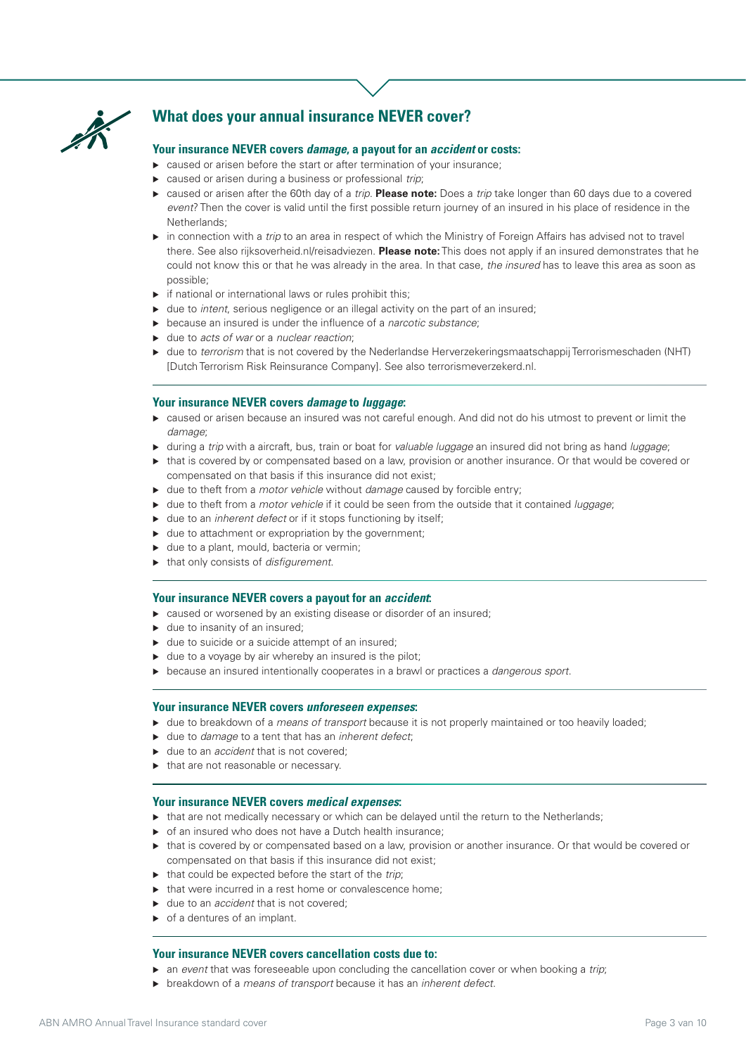## What does your annual insurance NEVER cover?

### Your insurance NEVER covers *damage*, a payout for an *accident* or costs:

- caused or arisen before the start or after termination of your insurance;
- caused or arisen during a business or professional *trip*;
- caused or arisen after the 60th day of a *trip*. **Please note:** Does a *trip* take longer than 60 days due to a covered *event*? Then the cover is valid until the first possible return journey of an insured in his place of residence in the Netherlands;
- in connection with a *trip* to an area in respect of which the Ministry of Foreign Affairs has advised not to travel there. See also rijksoverheid.nl/reisadviezen. **Please note:** This does not apply if an insured demonstrates that he could not know this or that he was already in the area. In that case, *the insured* has to leave this area as soon as possible;
- if national or international laws or rules prohibit this;
- due to *intent*, serious negligence or an illegal activity on the part of an insured;
- because an insured is under the influence of a *narcotic substance*;
- due to *acts of war* or a *nuclear reaction*;
- due to *terrorism* that is not covered by the Nederlandse Herverzekeringsmaatschappij Terrorismeschaden (NHT) [Dutch Terrorism Risk Reinsurance Company]. See also terrorismeverzekerd.nl.

### Your insurance NEVER covers *damage* to *luggage*:

- caused or arisen because an insured was not careful enough. And did not do his utmost to prevent or limit the *damage*;
- during a *trip* with a aircraft, bus, train or boat for *valuable luggage* an insured did not bring as hand *luggage*;
- that is covered by or compensated based on a law, provision or another insurance. Or that would be covered or compensated on that basis if this insurance did not exist;
- due to theft from a *motor vehicle* without *damage* caused by forcible entry;
- due to theft from a *motor vehicle* if it could be seen from the outside that it contained *luggage*;
- due to an *inherent defect* or if it stops functioning by itself;
- due to attachment or expropriation by the government;
- due to a plant, mould, bacteria or vermin;
- that only consists of *disfigurement*.

### Your insurance NEVER covers a payout for an *accident*:

- caused or worsened by an existing disease or disorder of an insured;
- due to insanity of an insured;
- due to suicide or a suicide attempt of an insured;
- due to a voyage by air whereby an insured is the pilot;
- because an insured intentionally cooperates in a brawl or practices a *dangerous sport*.

### Your insurance NEVER covers *unforeseen expenses*:

- due to breakdown of a *means of transport* because it is not properly maintained or too heavily loaded;
- due to *damage* to a tent that has an *inherent defect*;
- due to an *accident* that is not covered;
- that are not reasonable or necessary.

### Your insurance NEVER covers *medical expenses*:

- that are not medically necessary or which can be delayed until the return to the Netherlands;
- of an insured who does not have a Dutch health insurance;
- that is covered by or compensated based on a law, provision or another insurance. Or that would be covered or compensated on that basis if this insurance did not exist;
- that could be expected before the start of the *trip*;
- that were incurred in a rest home or convalescence home;
- due to an *accident* that is not covered;
- of a dentures of an implant.

### Your insurance NEVER covers cancellation costs due to:

- an *event* that was foreseeable upon concluding the cancellation cover or when booking a *trip*;
- breakdown of a *means of transport* because it has an *inherent defect*.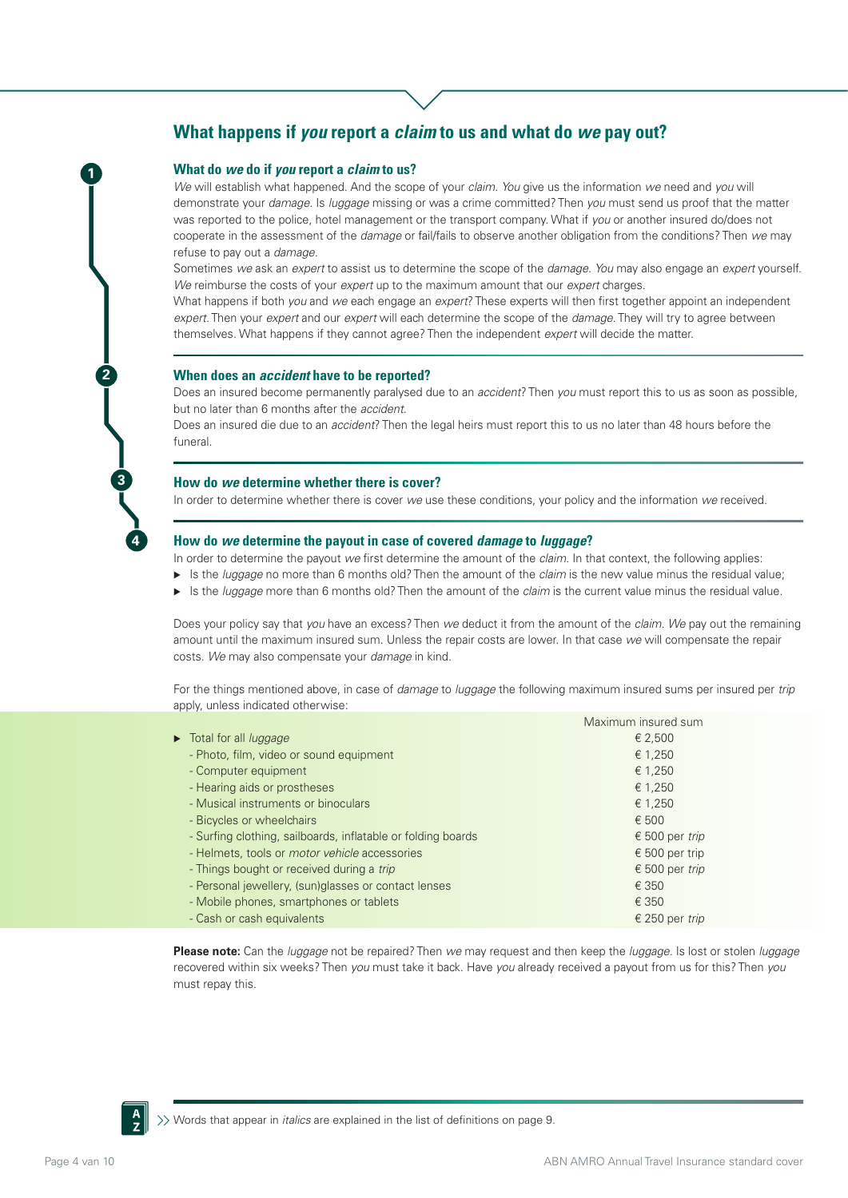## What happens if *you* report a *claim* to us and what do *we* pay out?

### 1 What do *we* do if *you* report a *claim* to us?

*We* will establish what happened. And the scope of your *claim*. *You* give us the information *we* need and *you* will demonstrate your *damage*. Is *luggage* missing or was a crime committed? Then *you* must send us proof that the matter was reported to the police, hotel management or the transport company. What if *you* or another insured do/does not cooperate in the assessment of the *damage* or fail/fails to observe another obligation from the conditions? Then *we* may refuse to pay out a *damage*.

Sometimes *we* ask an *expert* to assist us to determine the scope of the *damage*. *You* may also engage an *expert* yourself. *We* reimburse the costs of your *expert* up to the maximum amount that our *expert* charges.

What happens if both *you* and *we* each engage an *expert*? These experts will then first together appoint an independent *expert*. Then your *expert* and our *expert* will each determine the scope of the *damage*. They will try to agree between themselves. What happens if they cannot agree? Then the independent *expert* will decide the matter.

### 2 When does an *accident* have to be reported?

Does an insured become permanently paralysed due to an *accident*? Then *you* must report this to us as soon as possible, but no later than 6 months after the *accident*.

Does an insured die due to an *accident*? Then the legal heirs must report this to us no later than 48 hours before the funeral.

### 3 How do *we* determine whether there is cover?

In order to determine whether there is cover *we* use these conditions, your policy and the information *we* received.

### 4 How do *we* determine the payout in case of covered *damage* to *luggage*?

In order to determine the payout *we* first determine the amount of the *claim*. In that context, the following applies:

- Is the *luggage* no more than 6 months old? Then the amount of the *claim* is the new value minus the residual value;
- Is the *luggage* more than 6 months old? Then the amount of the *claim* is the current value minus the residual value.

Does your policy say that *you* have an excess? Then *we* deduct it from the amount of the *claim*. *We* pay out the remaining amount until the maximum insured sum. Unless the repair costs are lower. In that case *we* will compensate the repair costs. *We* may also compensate your *damage* in kind.

For the things mentioned above, in case of *damage* to *luggage* the following maximum insured sums per insured per *trip* apply, unless indicated otherwise:

| | Maximum insured sum |
|---|---|
| Total for all *luggage* | € 2,500 |
| - Photo, film, video or sound equipment | € 1,250 |
| - Computer equipment | € 1,250 |
| - Hearing aids or prostheses | € 1,250 |
| - Musical instruments or binoculars | € 1,250 |
| - Bicycles or wheelchairs | € 500 |
| - Surfing clothing, sailboards, inflatable or folding boards | € 500 per *trip* |
| - Helmets, tools or *motor vehicle* accessories | € 500 per trip |
| - Things bought or received during a *trip* | € 500 per *trip* |
| - Personal jewellery, (sun)glasses or contact lenses | € 350 |
| - Mobile phones, smartphones or tablets | € 350 |
| - Cash or cash equivalents | € 250 per *trip* |

**Please note:** Can the *luggage* not be repaired? Then *we* may request and then keep the *luggage*. Is lost or stolen *luggage* recovered within six weeks? Then *you* must take it back. Have *you* already received a payout from us for this? Then *you* must repay this.

Words that appear in *italics* are explained in the list of definitions on page 9.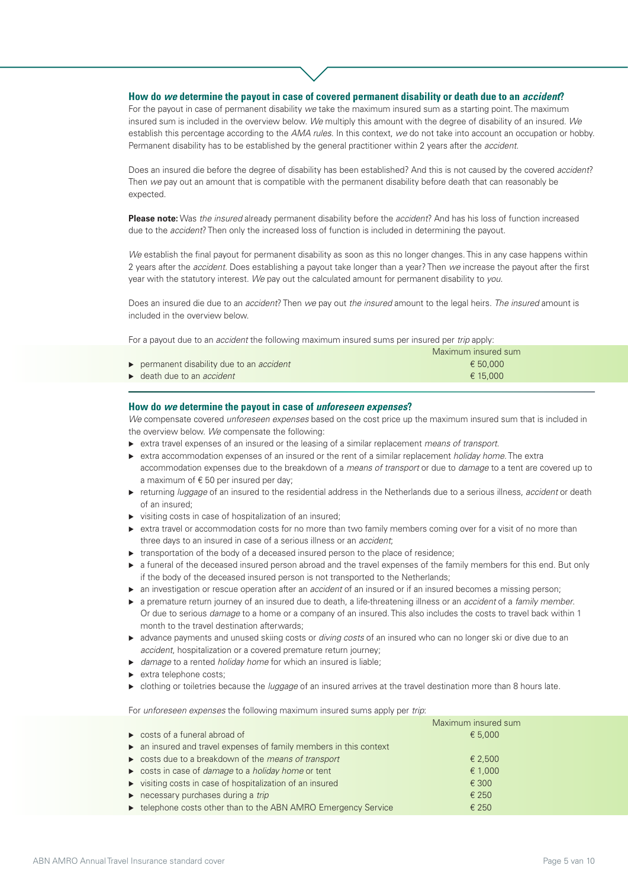### How do *we* determine the payout in case of covered permanent disability or death due to an *accident*?

For the payout in case of permanent disability *we* take the maximum insured sum as a starting point. The maximum insured sum is included in the overview below. *We* multiply this amount with the degree of disability of an insured. *We* establish this percentage according to the *AMA rules*. In this context, *we* do not take into account an occupation or hobby. Permanent disability has to be established by the general practitioner within 2 years after the *accident*.

Does an insured die before the degree of disability has been established? And this is not caused by the covered *accident*? Then *we* pay out an amount that is compatible with the permanent disability before death that can reasonably be expected.

**Please note:** Was *the insured* already permanent disability before the *accident*? And has his loss of function increased due to the *accident*? Then only the increased loss of function is included in determining the payout.

*We* establish the final payout for permanent disability as soon as this no longer changes. This in any case happens within 2 years after the *accident*. Does establishing a payout take longer than a year? Then *we* increase the payout after the first year with the statutory interest. *We* pay out the calculated amount for permanent disability to *you*.

Does an insured die due to an *accident*? Then *we* pay out *the insured* amount to the legal heirs. *The insured* amount is included in the overview below.

For a payout due to an *accident* the following maximum insured sums per insured per *trip* apply:

| | Maximum insured sum |
|---|---|
| ▶ permanent disability due to an *accident* | € 50,000 |
| ▶ death due to an *accident* | € 15,000 |

### How do *we* determine the payout in case of *unforeseen expenses*?

*We* compensate covered *unforeseen expenses* based on the cost price up the maximum insured sum that is included in the overview below. *We* compensate the following:

- extra travel expenses of an insured or the leasing of a similar replacement *means of transport*.
- extra accommodation expenses of an insured or the rent of a similar replacement *holiday home*. The extra accommodation expenses due to the breakdown of a *means of transport* or due to *damage* to a tent are covered up to a maximum of € 50 per insured per day;
- returning *luggage* of an insured to the residential address in the Netherlands due to a serious illness, *accident* or death of an insured;
- visiting costs in case of hospitalization of an insured;
- extra travel or accommodation costs for no more than two family members coming over for a visit of no more than three days to an insured in case of a serious illness or an *accident*;
- transportation of the body of a deceased insured person to the place of residence;
- a funeral of the deceased insured person abroad and the travel expenses of the family members for this end. But only if the body of the deceased insured person is not transported to the Netherlands;
- an investigation or rescue operation after an *accident* of an insured or if an insured becomes a missing person;
- a premature return journey of an insured due to death, a life-threatening illness or an *accident* of a *family member*. Or due to serious *damage* to a home or a company of an insured. This also includes the costs to travel back within 1 month to the travel destination afterwards;
- advance payments and unused skiing costs or *diving costs* of an insured who can no longer ski or dive due to an *accident*, hospitalization or a covered premature return journey;
- *damage* to a rented *holiday home* for which an insured is liable;
- extra telephone costs;
- clothing or toiletries because the *luggage* of an insured arrives at the travel destination more than 8 hours late.

For *unforeseen expenses* the following maximum insured sums apply per *trip*:

| | Maximum insured sum |
|---|---|
| ▶ costs of a funeral abroad of | € 5,000 |
| ▶ an insured and travel expenses of family members in this context | |
| ▶ costs due to a breakdown of the *means of transport* | € 2,500 |
| ▶ costs in case of *damage* to a *holiday home* or tent | € 1,000 |
| ▶ visiting costs in case of hospitalization of an insured | € 300 |
| ▶ necessary purchases during a *trip* | € 250 |
| ▶ telephone costs other than to the ABN AMRO Emergency Service | € 250 |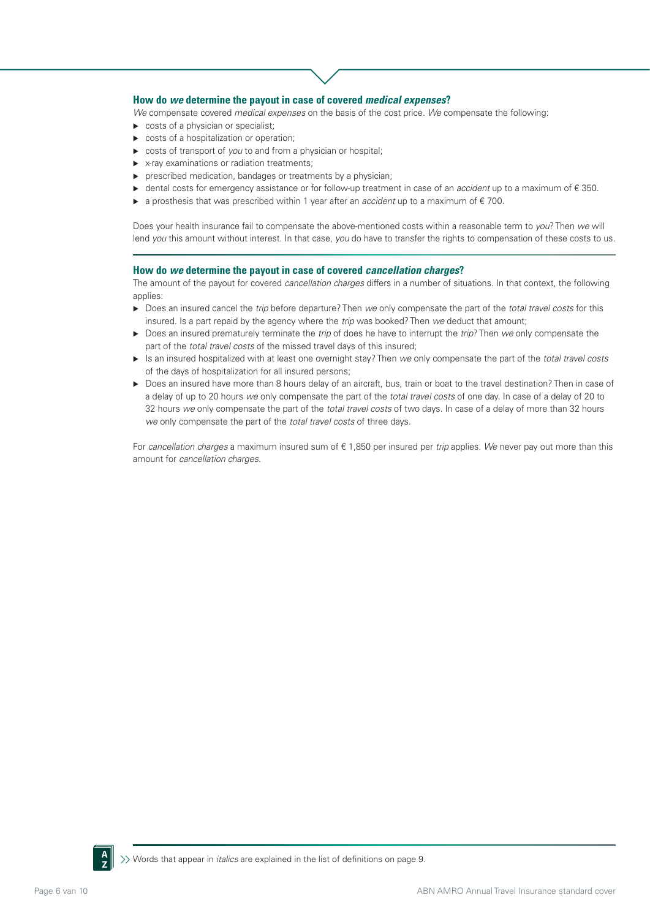### How do *we* determine the payout in case of covered *medical expenses*?

*We* compensate covered *medical expenses* on the basis of the cost price. *We* compensate the following:

- costs of a physician or specialist;
- costs of a hospitalization or operation;
- costs of transport of *you* to and from a physician or hospital;
- x-ray examinations or radiation treatments;
- prescribed medication, bandages or treatments by a physician;
- dental costs for emergency assistance or for follow-up treatment in case of an *accident* up to a maximum of € 350.
- a prosthesis that was prescribed within 1 year after an *accident* up to a maximum of € 700.

Does your health insurance fail to compensate the above-mentioned costs within a reasonable term to *you*? Then *we* will lend *you* this amount without interest. In that case, *you* do have to transfer the rights to compensation of these costs to us.

### How do *we* determine the payout in case of covered *cancellation charges*?

The amount of the payout for covered *cancellation charges* differs in a number of situations. In that context, the following applies:

- Does an insured cancel the *trip* before departure? Then *we* only compensate the part of the *total travel costs* for this insured. Is a part repaid by the agency where the *trip* was booked? Then *we* deduct that amount;
- Does an insured prematurely terminate the *trip* of does he have to interrupt the *trip*? Then *we* only compensate the part of the *total travel costs* of the missed travel days of this insured;
- Is an insured hospitalized with at least one overnight stay? Then *we* only compensate the part of the *total travel costs* of the days of hospitalization for all insured persons;
- Does an insured have more than 8 hours delay of an aircraft, bus, train or boat to the travel destination? Then in case of a delay of up to 20 hours *we* only compensate the part of the *total travel costs* of one day. In case of a delay of 20 to 32 hours *we* only compensate the part of the *total travel costs* of two days. In case of a delay of more than 32 hours *we* only compensate the part of the *total travel costs* of three days.

For *cancellation charges* a maximum insured sum of € 1,850 per insured per *trip* applies. *We* never pay out more than this amount for *cancellation charges*.

Words that appear in *italics* are explained in the list of definitions on page 9.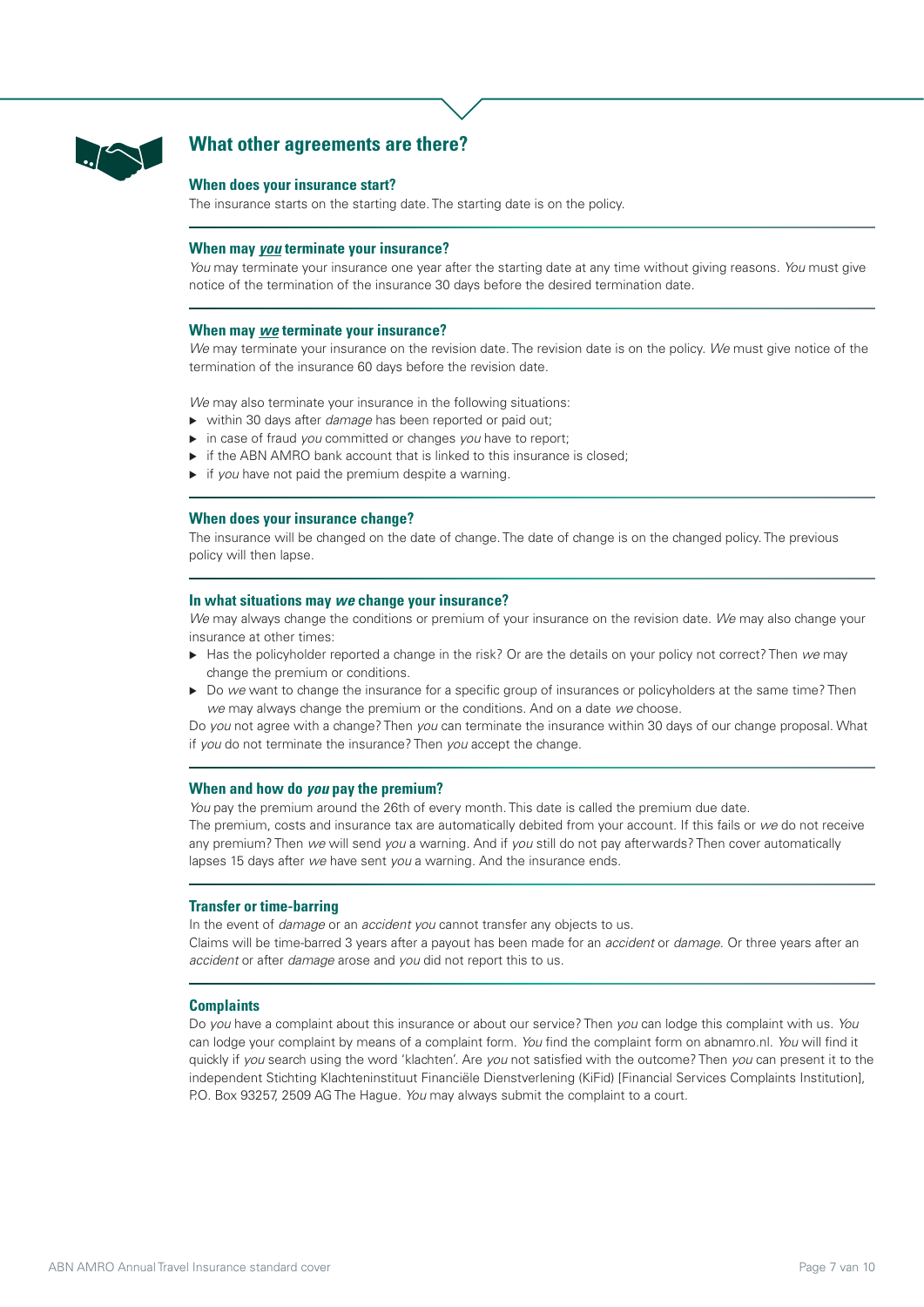## What other agreements are there?

### When does your insurance start?

The insurance starts on the starting date. The starting date is on the policy.

### When may *you* terminate your insurance?

*You* may terminate your insurance one year after the starting date at any time without giving reasons. *You* must give notice of the termination of the insurance 30 days before the desired termination date.

### When may *we* terminate your insurance?

*We* may terminate your insurance on the revision date. The revision date is on the policy. *We* must give notice of the termination of the insurance 60 days before the revision date.

*We* may also terminate your insurance in the following situations:

- within 30 days after *damage* has been reported or paid out;
- in case of fraud *you* committed or changes *you* have to report;
- if the ABN AMRO bank account that is linked to this insurance is closed;
- if *you* have not paid the premium despite a warning.

### When does your insurance change?

The insurance will be changed on the date of change. The date of change is on the changed policy. The previous policy will then lapse.

### In what situations may *we* change your insurance?

*We* may always change the conditions or premium of your insurance on the revision date. *We* may also change your insurance at other times:

- Has the policyholder reported a change in the risk? Or are the details on your policy not correct? Then *we* may change the premium or conditions.
- Do *we* want to change the insurance for a specific group of insurances or policyholders at the same time? Then *we* may always change the premium or the conditions. And on a date *we* choose.

Do *you* not agree with a change? Then *you* can terminate the insurance within 30 days of our change proposal. What if *you* do not terminate the insurance? Then *you* accept the change.

### When and how do *you* pay the premium?

*You* pay the premium around the 26th of every month. This date is called the premium due date.
The premium, costs and insurance tax are automatically debited from your account. If this fails or *we* do not receive any premium? Then *we* will send *you* a warning. And if *you* still do not pay afterwards? Then cover automatically lapses 15 days after *we* have sent *you* a warning. And the insurance ends.

### Transfer or time-barring

In the event of *damage* or an *accident* *you* cannot transfer any objects to us.
Claims will be time-barred 3 years after a payout has been made for an *accident* or *damage*. Or three years after an *accident* or after *damage* arose and *you* did not report this to us.

### Complaints

Do *you* have a complaint about this insurance or about our service? Then *you* can lodge this complaint with us. *You* can lodge your complaint by means of a complaint form. *You* find the complaint form on abnamro.nl. *You* will find it quickly if *you* search using the word 'klachten'. Are *you* not satisfied with the outcome? Then *you* can present it to the independent Stichting Klachteninstituut Financiële Dienstverlening (KiFid) [Financial Services Complaints Institution], P.O. Box 93257, 2509 AG The Hague. *You* may always submit the complaint to a court.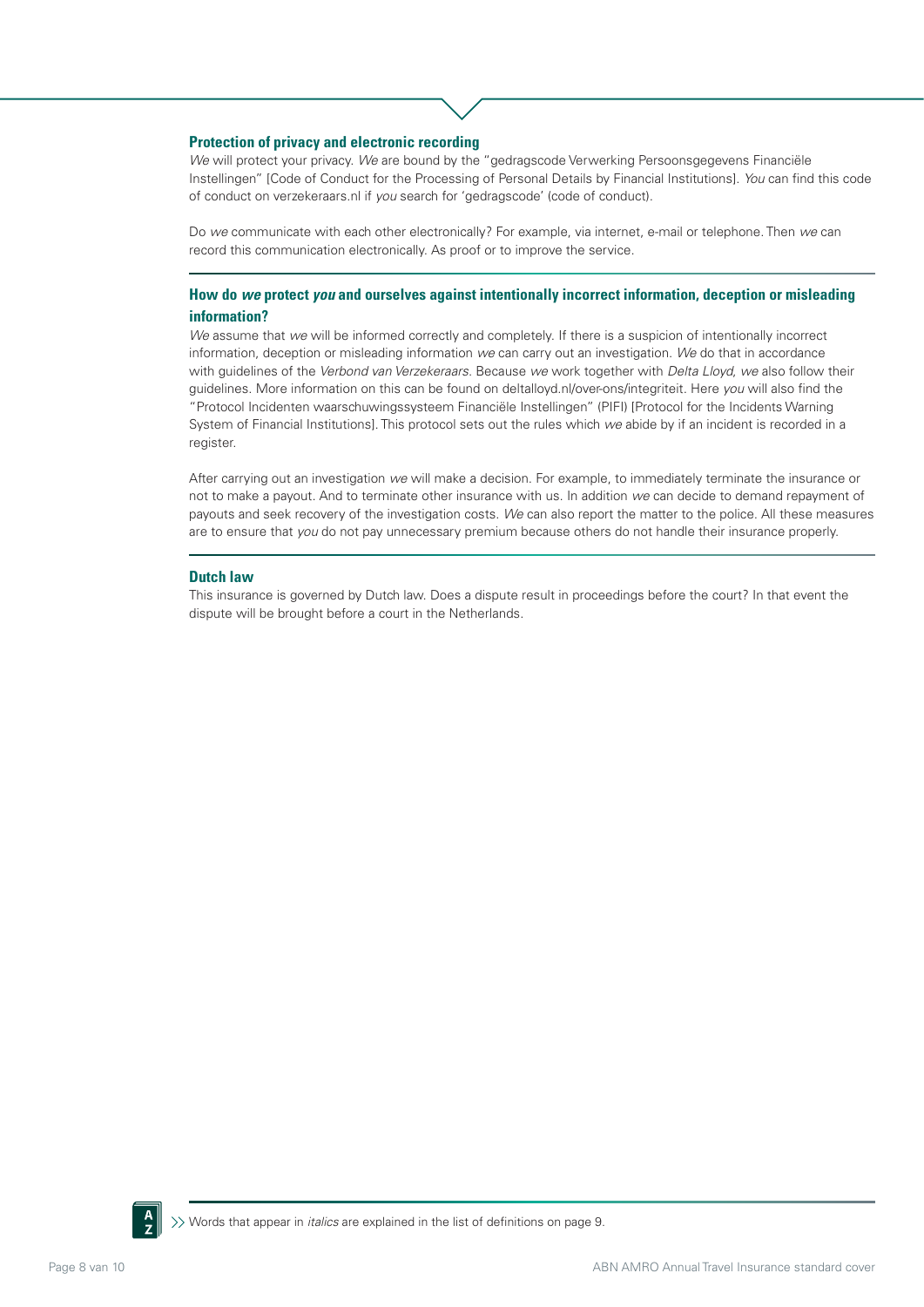## Protection of privacy and electronic recording

*We* will protect your privacy. *We* are bound by the "gedragscode Verwerking Persoonsgegevens Financiële Instellingen" [Code of Conduct for the Processing of Personal Details by Financial Institutions]. *You* can find this code of conduct on verzekeraars.nl if *you* search for 'gedragscode' (code of conduct).

Do *we* communicate with each other electronically? For example, via internet, e-mail or telephone. Then *we* can record this communication electronically. As proof or to improve the service.

## How do *we* protect *you* and ourselves against intentionally incorrect information, deception or misleading information?

*We* assume that *we* will be informed correctly and completely. If there is a suspicion of intentionally incorrect information, deception or misleading information *we* can carry out an investigation. *We* do that in accordance with guidelines of the *Verbond van Verzekeraars*. Because *we* work together with *Delta Lloyd*, *we* also follow their guidelines. More information on this can be found on deltalloyd.nl/over-ons/integriteit. Here *you* will also find the "Protocol Incidenten waarschuwingssysteem Financiële Instellingen" (PIFI) [Protocol for the Incidents Warning System of Financial Institutions]. This protocol sets out the rules which *we* abide by if an incident is recorded in a register.

After carrying out an investigation *we* will make a decision. For example, to immediately terminate the insurance or not to make a payout. And to terminate other insurance with us. In addition *we* can decide to demand repayment of payouts and seek recovery of the investigation costs. *We* can also report the matter to the police. All these measures are to ensure that *you* do not pay unnecessary premium because others do not handle their insurance properly.

## Dutch law

This insurance is governed by Dutch law. Does a dispute result in proceedings before the court? In that event the dispute will be brought before a court in the Netherlands.

Words that appear in *italics* are explained in the list of definitions on page 9.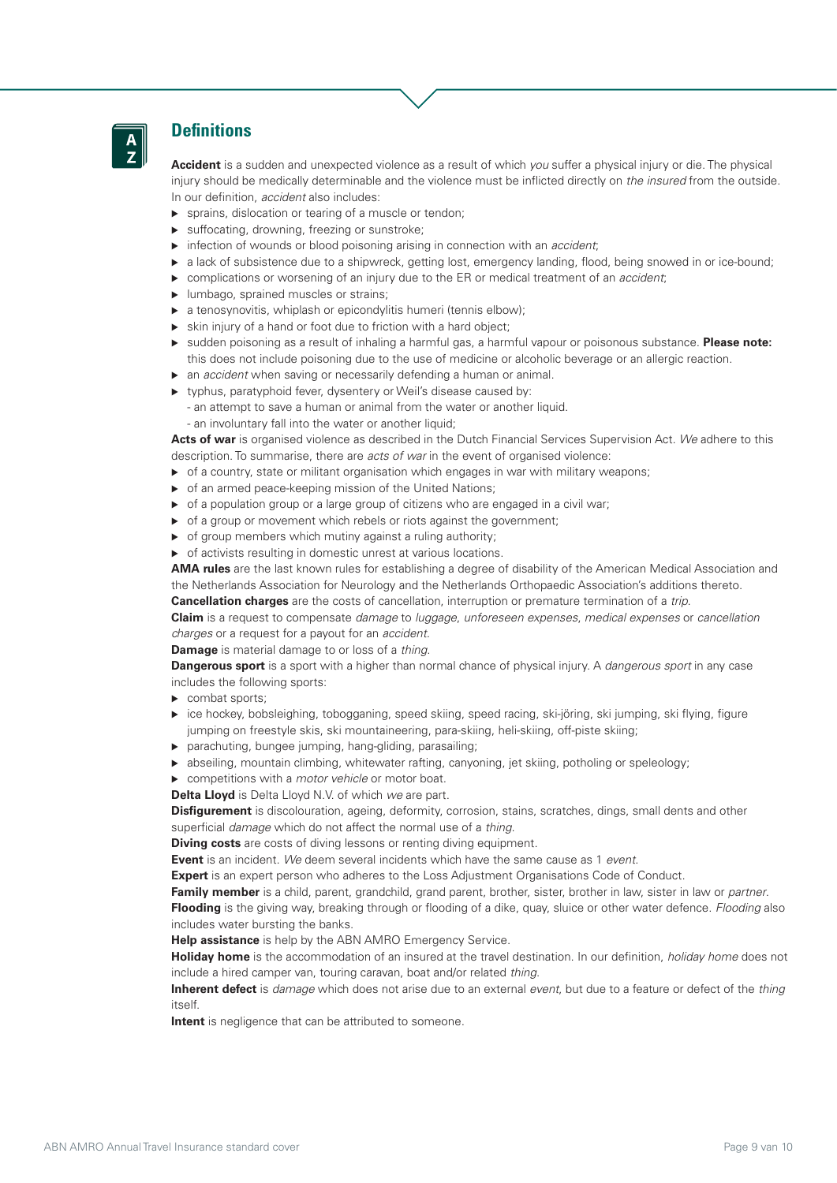## Definitions

**Accident** is a sudden and unexpected violence as a result of which *you* suffer a physical injury or die. The physical injury should be medically determinable and the violence must be inflicted directly on *the insured* from the outside. In our definition, *accident* also includes:

- sprains, dislocation or tearing of a muscle or tendon;
- suffocating, drowning, freezing or sunstroke;
- infection of wounds or blood poisoning arising in connection with an *accident*;
- a lack of subsistence due to a shipwreck, getting lost, emergency landing, flood, being snowed in or ice-bound;
- complications or worsening of an injury due to the ER or medical treatment of an *accident*;
- lumbago, sprained muscles or strains;
- a tenosynovitis, whiplash or epicondylitis humeri (tennis elbow);
- skin injury of a hand or foot due to friction with a hard object;
- sudden poisoning as a result of inhaling a harmful gas, a harmful vapour or poisonous substance. **Please note:** this does not include poisoning due to the use of medicine or alcoholic beverage or an allergic reaction.
- an *accident* when saving or necessarily defending a human or animal.
- typhus, paratyphoid fever, dysentery or Weil's disease caused by:
  - an attempt to save a human or animal from the water or another liquid.
  - an involuntary fall into the water or another liquid;

**Acts of war** is organised violence as described in the Dutch Financial Services Supervision Act. *We* adhere to this description. To summarise, there are *acts of war* in the event of organised violence:

- of a country, state or militant organisation which engages in war with military weapons;
- of an armed peace-keeping mission of the United Nations;
- of a population group or a large group of citizens who are engaged in a civil war;
- of a group or movement which rebels or riots against the government;
- of group members which mutiny against a ruling authority;
- of activists resulting in domestic unrest at various locations.

**AMA rules** are the last known rules for establishing a degree of disability of the American Medical Association and the Netherlands Association for Neurology and the Netherlands Orthopaedic Association's additions thereto.

**Cancellation charges** are the costs of cancellation, interruption or premature termination of a *trip*.

**Claim** is a request to compensate *damage* to *luggage*, *unforeseen expenses*, *medical expenses* or *cancellation charges* or a request for a payout for an *accident*.

**Damage** is material damage to or loss of a *thing*.

**Dangerous sport** is a sport with a higher than normal chance of physical injury. A *dangerous sport* in any case includes the following sports:

- combat sports;
- ice hockey, bobsleighing, tobogganing, speed skiing, speed racing, ski-jöring, ski jumping, ski flying, figure jumping on freestyle skis, ski mountaineering, para-skiing, heli-skiing, off-piste skiing;
- parachuting, bungee jumping, hang-gliding, parasailing;
- abseiling, mountain climbing, whitewater rafting, canyoning, jet skiing, potholing or speleology;
- competitions with a *motor vehicle* or motor boat.

**Delta Lloyd** is Delta Lloyd N.V. of which *we* are part.

**Disfigurement** is discolouration, ageing, deformity, corrosion, stains, scratches, dings, small dents and other superficial *damage* which do not affect the normal use of a *thing*.

**Diving costs** are costs of diving lessons or renting diving equipment.

**Event** is an incident. *We* deem several incidents which have the same cause as 1 *event*.

**Expert** is an expert person who adheres to the Loss Adjustment Organisations Code of Conduct.

**Family member** is a child, parent, grandchild, grand parent, brother, sister, brother in law, sister in law or *partner*.

**Flooding** is the giving way, breaking through or flooding of a dike, quay, sluice or other water defence. *Flooding* also includes water bursting the banks.

**Help assistance** is help by the ABN AMRO Emergency Service.

**Holiday home** is the accommodation of an insured at the travel destination. In our definition, *holiday home* does not include a hired camper van, touring caravan, boat and/or related *thing*.

**Inherent defect** is *damage* which does not arise due to an external *event*, but due to a feature or defect of the *thing* itself.

**Intent** is negligence that can be attributed to someone.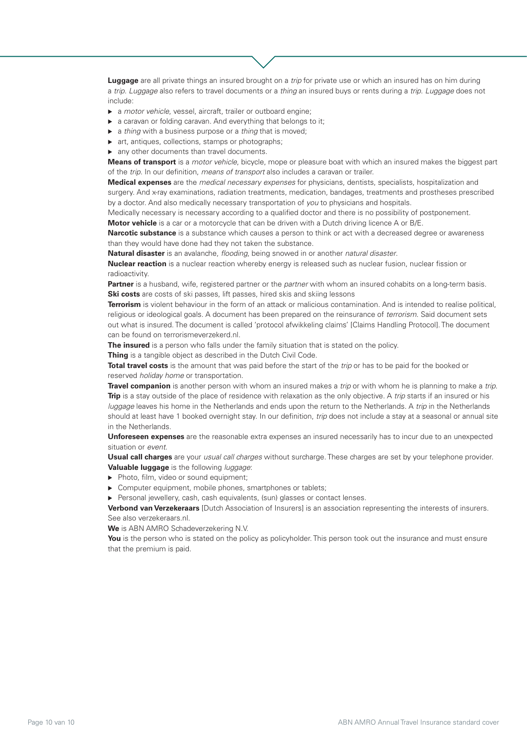**Luggage** are all private things an insured brought on a *trip* for private use or which an insured has on him during a *trip*. *Luggage* also refers to travel documents or a *thing* an insured buys or rents during a *trip*. *Luggage* does not include:

- a *motor vehicle*, vessel, aircraft, trailer or outboard engine;
- a caravan or folding caravan. And everything that belongs to it;
- a *thing* with a business purpose or a *thing* that is moved;
- art, antiques, collections, stamps or photographs;
- any other documents than travel documents.

**Means of transport** is a *motor vehicle*, bicycle, mope or pleasure boat with which an insured makes the biggest part of the *trip*. In our definition, *means of transport* also includes a caravan or trailer.

**Medical expenses** are the *medical necessary expenses* for physicians, dentists, specialists, hospitalization and surgery. And x-ray examinations, radiation treatments, medication, bandages, treatments and prostheses prescribed by a doctor. And also medically necessary transportation of *you* to physicians and hospitals.

Medically necessary is necessary according to a qualified doctor and there is no possibility of postponement.

**Motor vehicle** is a car or a motorcycle that can be driven with a Dutch driving licence A or B/E.

**Narcotic substance** is a substance which causes a person to think or act with a decreased degree or awareness than they would have done had they not taken the substance.

**Natural disaster** is an avalanche, *flooding*, being snowed in or another *natural disaster*.

**Nuclear reaction** is a nuclear reaction whereby energy is released such as nuclear fusion, nuclear fission or radioactivity.

**Partner** is a husband, wife, registered partner or the *partner* with whom an insured cohabits on a long-term basis.

**Ski costs** are costs of ski passes, lift passes, hired skis and skiing lessons

**Terrorism** is violent behaviour in the form of an attack or malicious contamination. And is intended to realise political, religious or ideological goals. A document has been prepared on the reinsurance of *terrorism*. Said document sets out what is insured. The document is called 'protocol afwikkeling claims' [Claims Handling Protocol]. The document can be found on terrorismeverzekerd.nl.

**The insured** is a person who falls under the family situation that is stated on the policy.

**Thing** is a tangible object as described in the Dutch Civil Code.

**Total travel costs** is the amount that was paid before the start of the *trip* or has to be paid for the booked or reserved *holiday home* or transportation.

**Travel companion** is another person with whom an insured makes a *trip* or with whom he is planning to make a *trip*.

**Trip** is a stay outside of the place of residence with relaxation as the only objective. A *trip* starts if an insured or his *luggage* leaves his home in the Netherlands and ends upon the return to the Netherlands. A *trip* in the Netherlands should at least have 1 booked overnight stay. In our definition, *trip* does not include a stay at a seasonal or annual site in the Netherlands.

**Unforeseen expenses** are the reasonable extra expenses an insured necessarily has to incur due to an unexpected situation or *event*.

**Usual call charges** are your *usual call charges* without surcharge. These charges are set by your telephone provider.

**Valuable luggage** is the following *luggage*:

- Photo, film, video or sound equipment;
- Computer equipment, mobile phones, smartphones or tablets;
- Personal jewellery, cash, cash equivalents, (sun) glasses or contact lenses.

**Verbond van Verzekeraars** [Dutch Association of Insurers] is an association representing the interests of insurers. See also verzekeraars.nl.

**We** is ABN AMRO Schadeverzekering N.V.

**You** is the person who is stated on the policy as policyholder. This person took out the insurance and must ensure that the premium is paid.